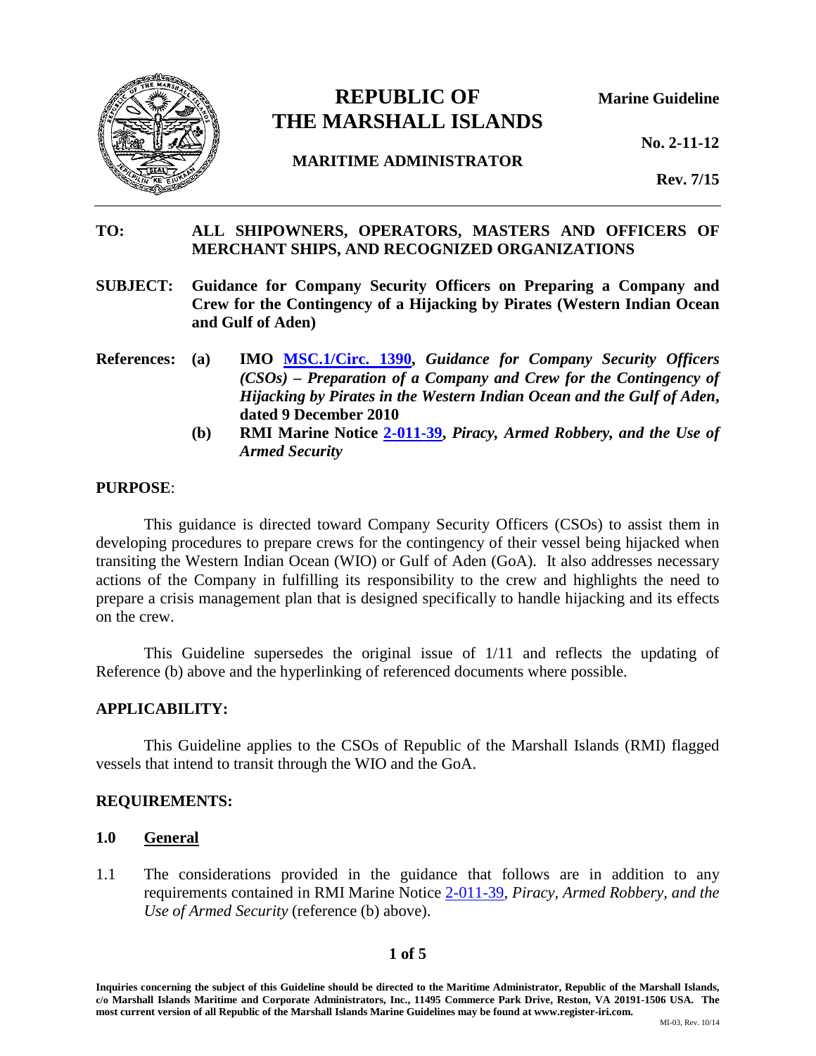# REPUBLIC OF THE MARSHALL ISLANDS

**MARITIME ADMINISTRATOR**

**Marine Guideline**

**No. 2-11-12**

**Rev. 7/15**

---

**TO:** **ALL SHIPOWNERS, OPERATORS, MASTERS AND OFFICERS OF MERCHANT SHIPS, AND RECOGNIZED ORGANIZATIONS**

**SUBJECT:** **Guidance for Company Security Officers on Preparing a Company and Crew for the Contingency of a Hijacking by Pirates (Western Indian Ocean and Gulf of Aden)**

**References:**

**(a)** **IMO MSC.1/Circ. 1390,** ***Guidance for Company Security Officers (CSOs) – Preparation of a Company and Crew for the Contingency of Hijacking by Pirates in the Western Indian Ocean and the Gulf of Aden*****, dated 9 December 2010**

**(b)** **RMI Marine Notice 2-011-39,** ***Piracy, Armed Robbery, and the Use of Armed Security***

## PURPOSE:

This guidance is directed toward Company Security Officers (CSOs) to assist them in developing procedures to prepare crews for the contingency of their vessel being hijacked when transiting the Western Indian Ocean (WIO) or Gulf of Aden (GoA). It also addresses necessary actions of the Company in fulfilling its responsibility to the crew and highlights the need to prepare a crisis management plan that is designed specifically to handle hijacking and its effects on the crew.

This Guideline supersedes the original issue of 1/11 and reflects the updating of Reference (b) above and the hyperlinking of referenced documents where possible.

## APPLICABILITY:

This Guideline applies to the CSOs of Republic of the Marshall Islands (RMI) flagged vessels that intend to transit through the WIO and the GoA.

## REQUIREMENTS:

### 1.0 General

1.1 The considerations provided in the guidance that follows are in addition to any requirements contained in RMI Marine Notice 2-011-39, *Piracy, Armed Robbery, and the Use of Armed Security* (reference (b) above).

Inquiries concerning the subject of this Guideline should be directed to the Maritime Administrator, Republic of the Marshall Islands, c/o Marshall Islands Maritime and Corporate Administrators, Inc., 11495 Commerce Park Drive, Reston, VA 20191-1506 USA. The most current version of all Republic of the Marshall Islands Marine Guidelines may be found at www.register-iri.com.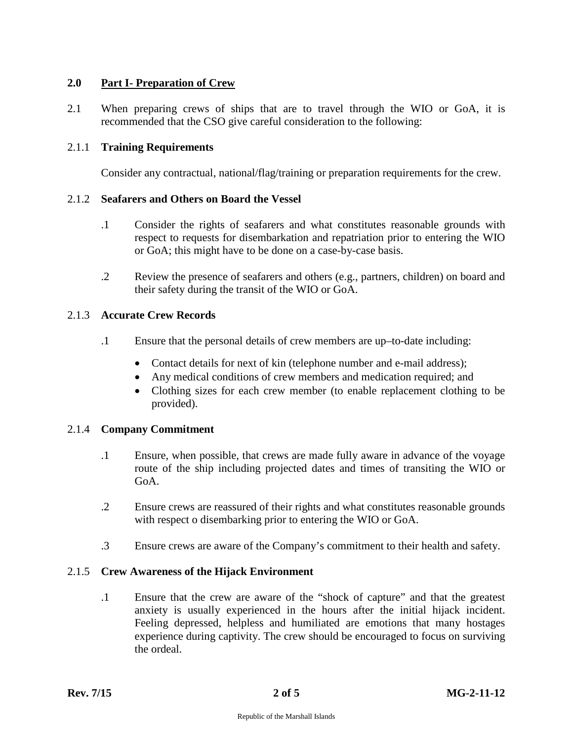## 2.0 Part I- Preparation of Crew

2.1 When preparing crews of ships that are to travel through the WIO or GoA, it is recommended that the CSO give careful consideration to the following:

### 2.1.1 Training Requirements

Consider any contractual, national/flag/training or preparation requirements for the crew.

### 2.1.2 Seafarers and Others on Board the Vessel

.1 Consider the rights of seafarers and what constitutes reasonable grounds with respect to requests for disembarkation and repatriation prior to entering the WIO or GoA; this might have to be done on a case-by-case basis.

.2 Review the presence of seafarers and others (e.g., partners, children) on board and their safety during the transit of the WIO or GoA.

### 2.1.3 Accurate Crew Records

.1 Ensure that the personal details of crew members are up–to-date including:

- Contact details for next of kin (telephone number and e-mail address);
- Any medical conditions of crew members and medication required; and
- Clothing sizes for each crew member (to enable replacement clothing to be provided).

### 2.1.4 Company Commitment

.1 Ensure, when possible, that crews are made fully aware in advance of the voyage route of the ship including projected dates and times of transiting the WIO or GoA.

.2 Ensure crews are reassured of their rights and what constitutes reasonable grounds with respect o disembarking prior to entering the WIO or GoA.

.3 Ensure crews are aware of the Company's commitment to their health and safety.

### 2.1.5 Crew Awareness of the Hijack Environment

.1 Ensure that the crew are aware of the "shock of capture" and that the greatest anxiety is usually experienced in the hours after the initial hijack incident. Feeling depressed, helpless and humiliated are emotions that many hostages experience during captivity. The crew should be encouraged to focus on surviving the ordeal.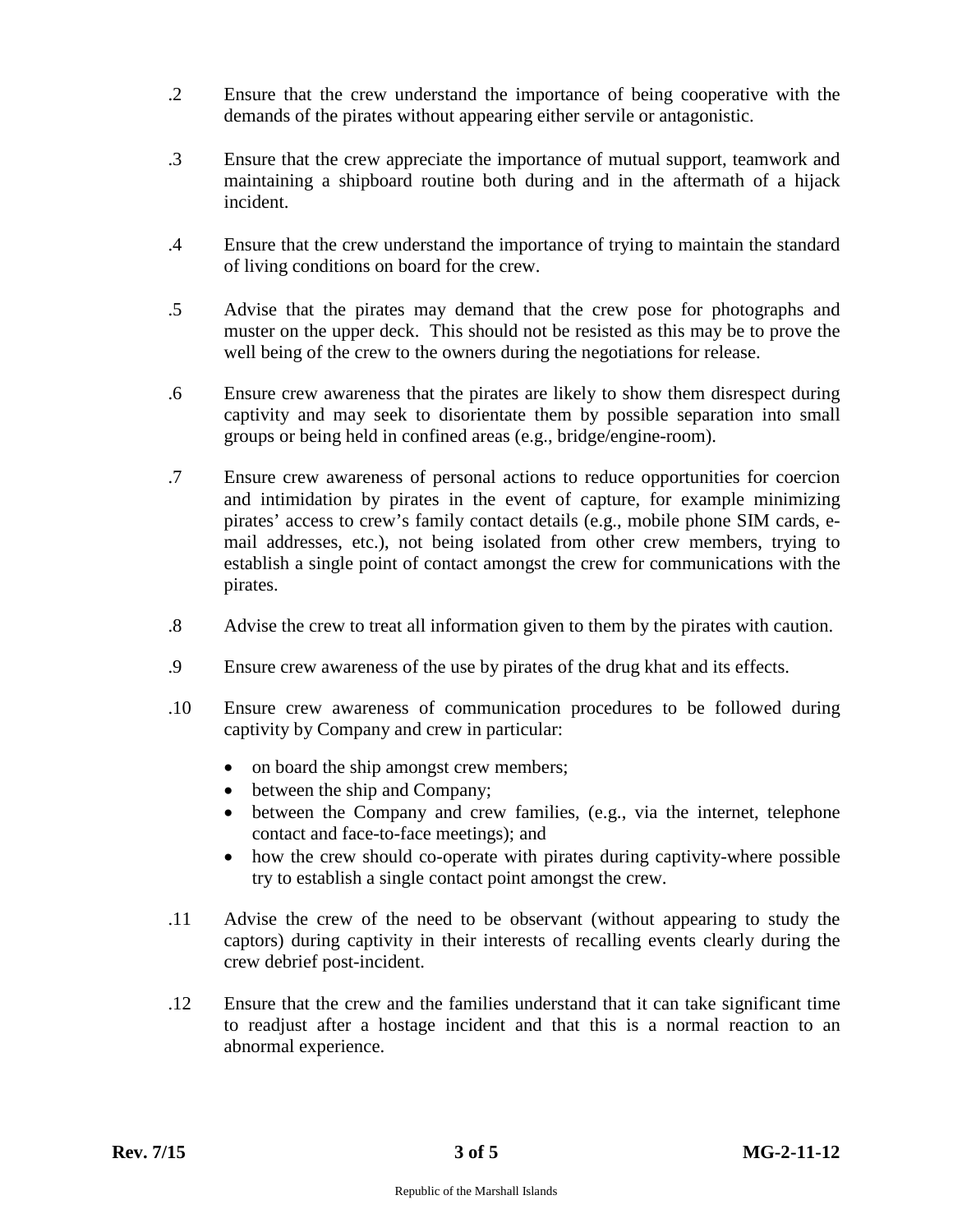.2 Ensure that the crew understand the importance of being cooperative with the demands of the pirates without appearing either servile or antagonistic.

.3 Ensure that the crew appreciate the importance of mutual support, teamwork and maintaining a shipboard routine both during and in the aftermath of a hijack incident.

.4 Ensure that the crew understand the importance of trying to maintain the standard of living conditions on board for the crew.

.5 Advise that the pirates may demand that the crew pose for photographs and muster on the upper deck. This should not be resisted as this may be to prove the well being of the crew to the owners during the negotiations for release.

.6 Ensure crew awareness that the pirates are likely to show them disrespect during captivity and may seek to disorientate them by possible separation into small groups or being held in confined areas (e.g., bridge/engine-room).

.7 Ensure crew awareness of personal actions to reduce opportunities for coercion and intimidation by pirates in the event of capture, for example minimizing pirates' access to crew's family contact details (e.g., mobile phone SIM cards, e-mail addresses, etc.), not being isolated from other crew members, trying to establish a single point of contact amongst the crew for communications with the pirates.

.8 Advise the crew to treat all information given to them by the pirates with caution.

.9 Ensure crew awareness of the use by pirates of the drug khat and its effects.

.10 Ensure crew awareness of communication procedures to be followed during captivity by Company and crew in particular:

- on board the ship amongst crew members;
- between the ship and Company;
- between the Company and crew families, (e.g., via the internet, telephone contact and face-to-face meetings); and
- how the crew should co-operate with pirates during captivity-where possible try to establish a single contact point amongst the crew.

.11 Advise the crew of the need to be observant (without appearing to study the captors) during captivity in their interests of recalling events clearly during the crew debrief post-incident.

.12 Ensure that the crew and the families understand that it can take significant time to readjust after a hostage incident and that this is a normal reaction to an abnormal experience.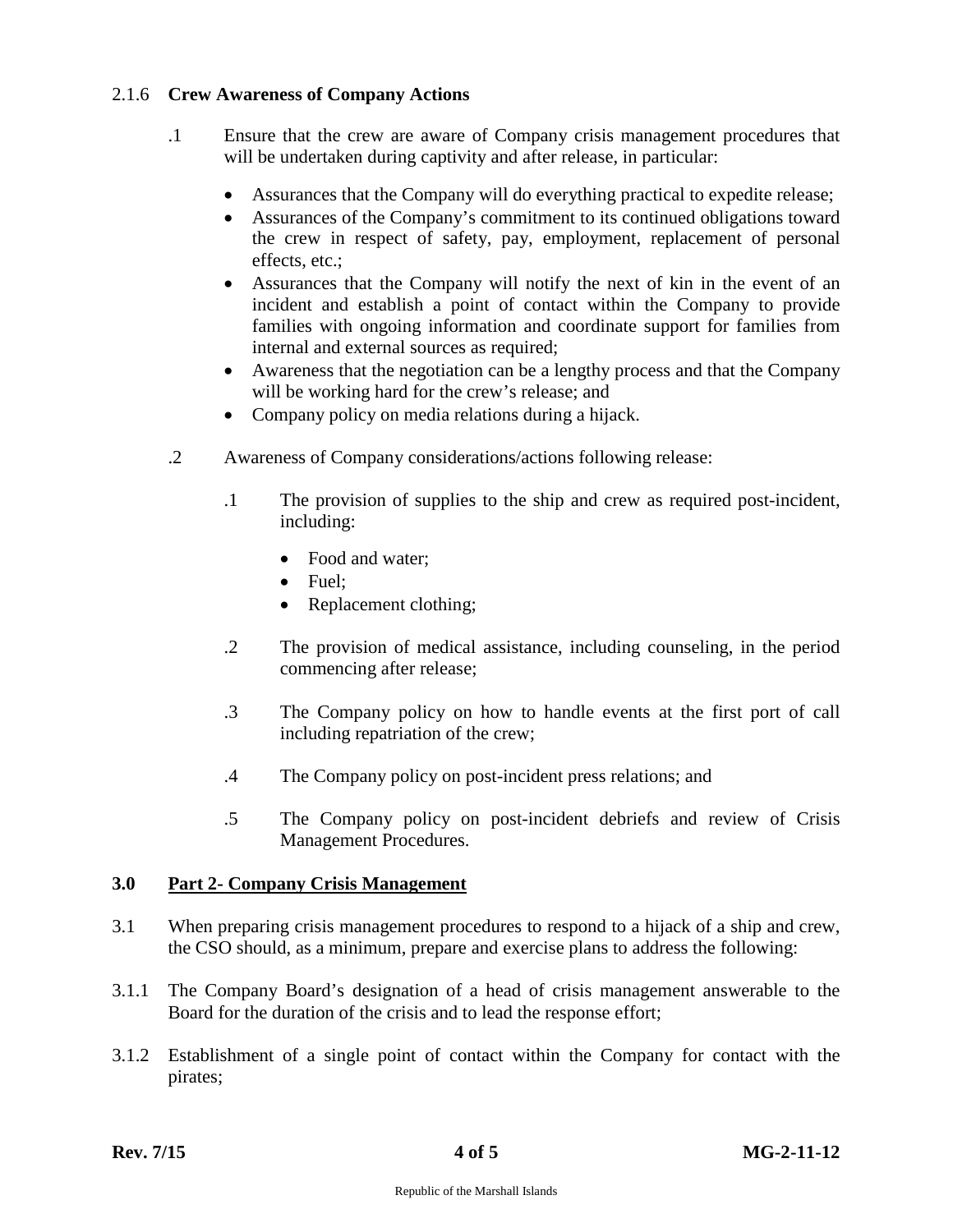### 2.1.6 **Crew Awareness of Company Actions**

.1 Ensure that the crew are aware of Company crisis management procedures that will be undertaken during captivity and after release, in particular:

- Assurances that the Company will do everything practical to expedite release;
- Assurances of the Company's commitment to its continued obligations toward the crew in respect of safety, pay, employment, replacement of personal effects, etc.;
- Assurances that the Company will notify the next of kin in the event of an incident and establish a point of contact within the Company to provide families with ongoing information and coordinate support for families from internal and external sources as required;
- Awareness that the negotiation can be a lengthy process and that the Company will be working hard for the crew's release; and
- Company policy on media relations during a hijack.

.2 Awareness of Company considerations/actions following release:

.1 The provision of supplies to the ship and crew as required post-incident, including:

- Food and water;
- Fuel;
- Replacement clothing;

.2 The provision of medical assistance, including counseling, in the period commencing after release;

.3 The Company policy on how to handle events at the first port of call including repatriation of the crew;

.4 The Company policy on post-incident press relations; and

.5 The Company policy on post-incident debriefs and review of Crisis Management Procedures.

## 3.0 Part 2- Company Crisis Management

3.1 When preparing crisis management procedures to respond to a hijack of a ship and crew, the CSO should, as a minimum, prepare and exercise plans to address the following:

3.1.1 The Company Board's designation of a head of crisis management answerable to the Board for the duration of the crisis and to lead the response effort;

3.1.2 Establishment of a single point of contact within the Company for contact with the pirates;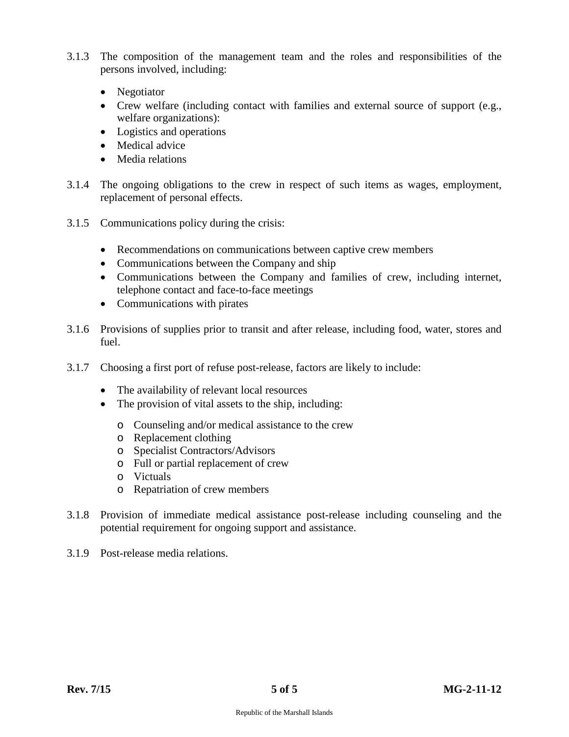3.1.3 The composition of the management team and the roles and responsibilities of the persons involved, including:

- Negotiator
- Crew welfare (including contact with families and external source of support (e.g., welfare organizations):
- Logistics and operations
- Medical advice
- Media relations

3.1.4 The ongoing obligations to the crew in respect of such items as wages, employment, replacement of personal effects.

3.1.5 Communications policy during the crisis:

- Recommendations on communications between captive crew members
- Communications between the Company and ship
- Communications between the Company and families of crew, including internet, telephone contact and face-to-face meetings
- Communications with pirates

3.1.6 Provisions of supplies prior to transit and after release, including food, water, stores and fuel.

3.1.7 Choosing a first port of refuse post-release, factors are likely to include:

- The availability of relevant local resources
- The provision of vital assets to the ship, including:
  - Counseling and/or medical assistance to the crew
  - Replacement clothing
  - Specialist Contractors/Advisors
  - Full or partial replacement of crew
  - Victuals
  - Repatriation of crew members

3.1.8 Provision of immediate medical assistance post-release including counseling and the potential requirement for ongoing support and assistance.

3.1.9 Post-release media relations.